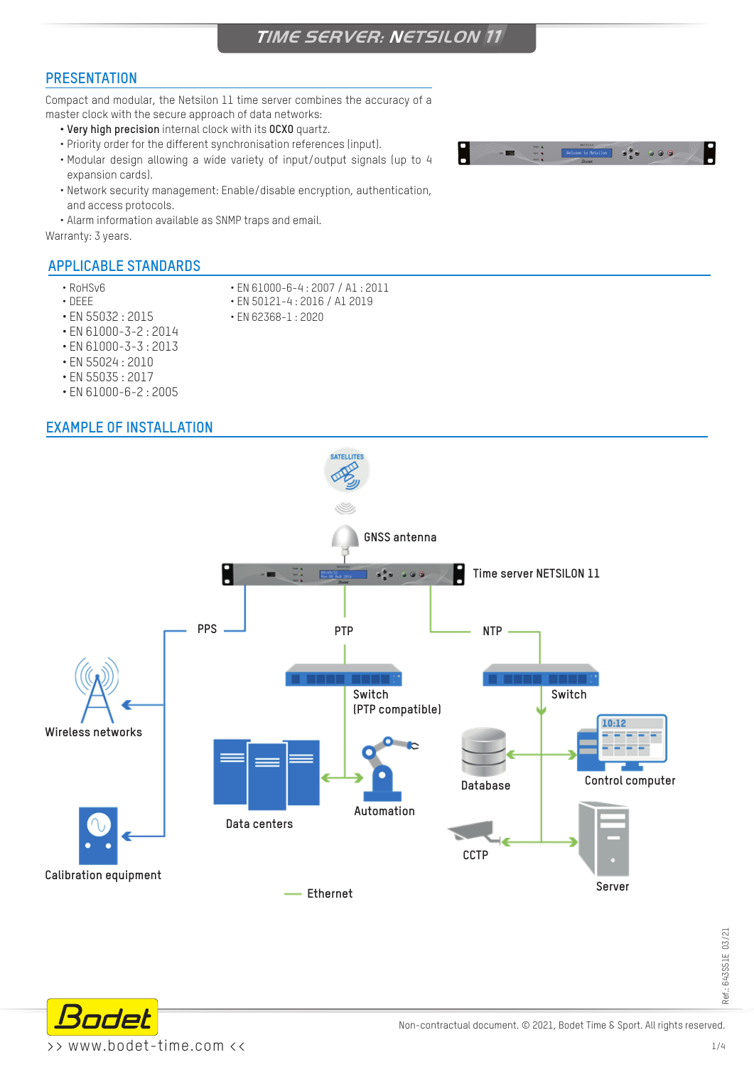# TIME SERVER: NETSILON 11

## PRESENTATION

Compact and modular, the Netsilon 11 time server combines the accuracy of a master clock with the secure approach of data networks:

- **Very high precision** internal clock with its **OCXO** quartz.
- Priority order for the different synchronisation references (input).
- Modular design allowing a wide variety of input/output signals (up to 4 expansion cards).
- Network security management: Enable/disable encryption, authentication, and access protocols.
- Alarm information available as SNMP traps and email.

Warranty: 3 years.

## APPLICABLE STANDARDS

- RoHSv6
- DEEE
- EN 55032 : 2015
- EN 61000-3-2 : 2014
- EN 61000-3-3 : 2013
- EN 55024 : 2010
- EN 55035 : 2017
- EN 61000-6-2 : 2005
- EN 61000-6-4 : 2007 / A1 : 2011
- EN 50121-4 : 2016 / A1 2019
- EN 62368-1 : 2020

## EXAMPLE OF INSTALLATION

SATELLITES

GNSS antenna

Time server NETSILON 11

PPS

PTP

NTP

Wireless networks

Calibration equipment

Switch (PTP compatible)

Data centers

Automation

Switch

Database

Control computer

CCTP

Server

Ethernet

Ref.: 643551E 03/21

>> www.bodet-time.com <<

Non-contractual document. © 2021, Bodet Time & Sport. All rights reserved.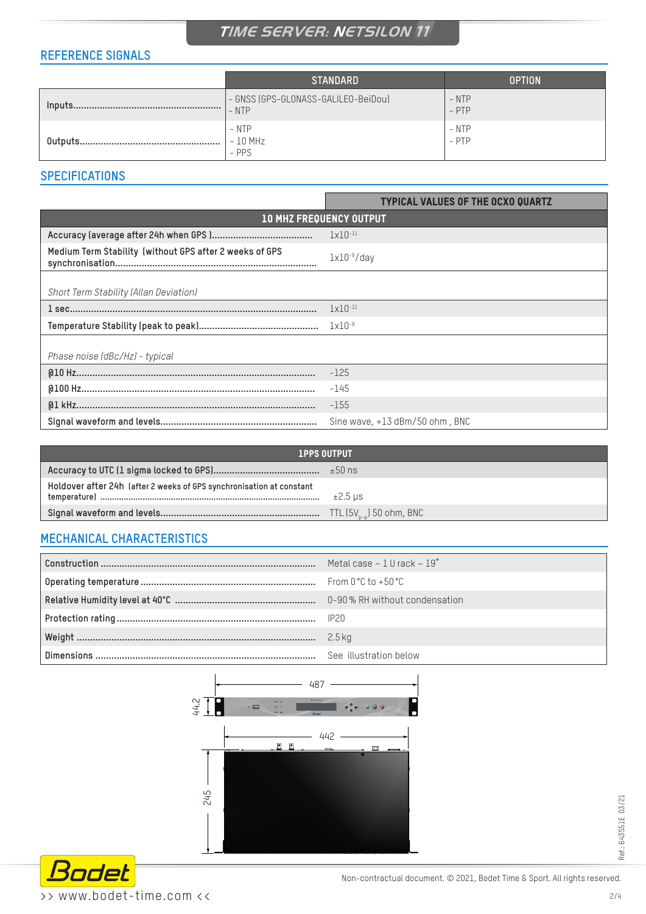# TIME SERVER: NETSILON 11

## REFERENCE SIGNALS

| | STANDARD | OPTION |
|---|---|---|
| Inputs | - GNSS (GPS-GLONASS-GALILEO-BeiDou)<br>- NTP | - NTP<br>- PTP |
| Outputs | - NTP<br>- 10 MHz<br>- PPS | - NTP<br>- PTP |

## SPECIFICATIONS

| | TYPICAL VALUES OF THE OCXO QUARTZ |
|---|---|
| **10 MHZ FREQUENCY OUTPUT** | |
| Accuracy (average after 24h when GPS ) | $1x10^{-11}$ |
| Medium Term Stability (without GPS after 2 weeks of GPS synchronisation | $1x10^{-9}$/day |
| *Short Term Stability (Allan Deviation)* | |
| 1 sec | $1x10^{-11}$ |
| Temperature Stability (peak to peak) | $1x10^{-9}$ |
| *Phase noise (dBc/Hz) - typical* | |
| @10 Hz | -125 |
| @100 Hz | -145 |
| @1 kHz | -155 |
| Signal waveform and levels | Sine wave, +13 dBm/50 ohm , BNC |

| **1PPS OUTPUT** | |
|---|---|
| Accuracy to UTC (1 sigma locked to GPS) | ±50 ns |
| Holdover after 24h (after 2 weeks of GPS synchronisation at constant temperature) | ±2.5 µs |
| Signal waveform and levels | TTL ($5V_{p-p}$) 50 ohm, BNC |

## MECHANICAL CHARACTERISTICS

| | |
|---|---|
| Construction | Metal case – 1 U rack – 19" |
| Operating temperature | From 0 °C to +50 °C |
| Relative Humidity level at 40°C | 0-90 % RH without condensation |
| Protection rating | IP20 |
| Weight | 2.5 kg |
| Dimensions | See illustration below |

487

44.2

442

245

Ref.: 643551E 03/21

>> www.bodet-time.com <<

Non-contractual document. © 2021, Bodet Time & Sport. All rights reserved.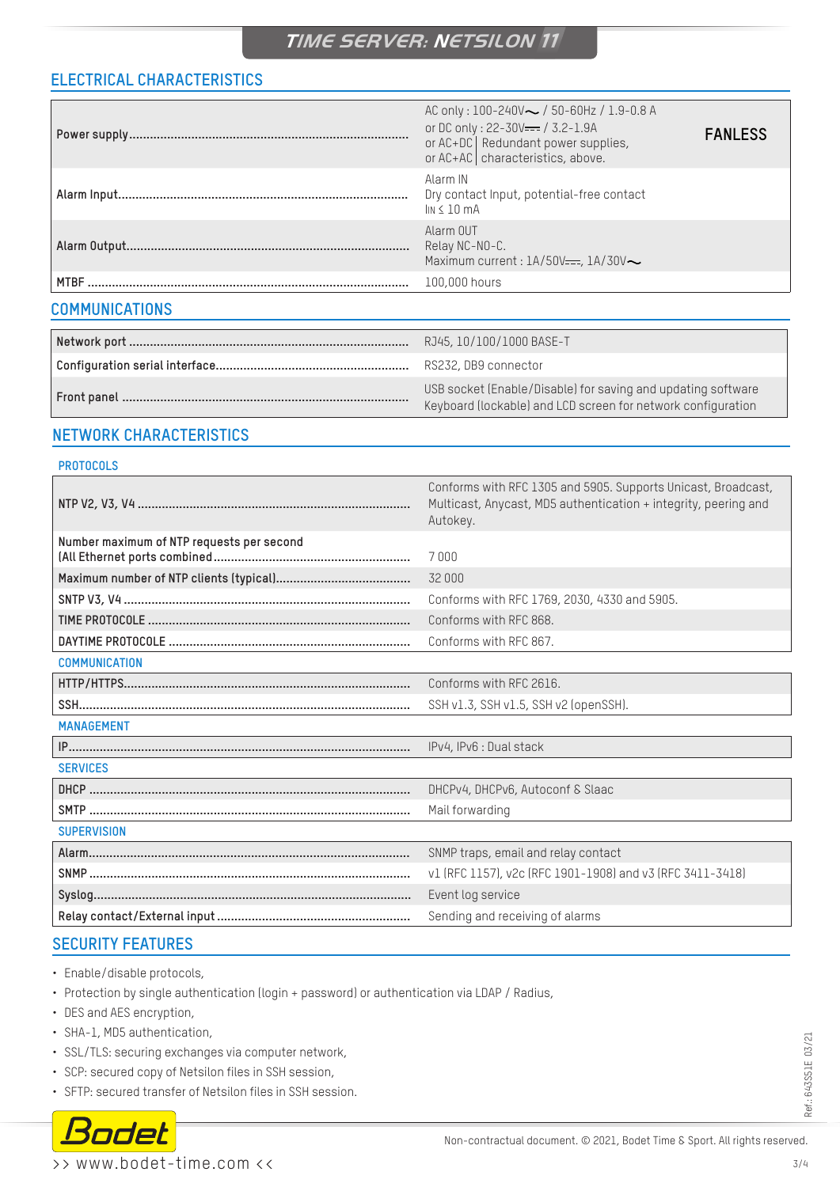# TIME SERVER: NETSILON 11

## ELECTRICAL CHARACTERISTICS

| | | |
|---|---|---|
| Power supply | AC only : 100-240V∼ / 50-60Hz / 1.9-0.8 A<br>or DC only : 22-30V⎓ / 3.2-1.9A<br>or AC+DC \| Redundant power supplies,<br>or AC+AC \| characteristics, above. | **FANLESS** |
| Alarm Input | Alarm IN<br>Dry contact Input, potential-free contact<br>$I_{IN} \leq 10$ mA | |
| Alarm Output | Alarm OUT<br>Relay NC-NO-C.<br>Maximum current : 1A/50V⎓, 1A/30V∼ | |
| MTBF | 100,000 hours | |

## COMMUNICATIONS

| | |
|---|---|
| Network port | RJ45, 10/100/1000 BASE-T |
| Configuration serial interface | RS232, DB9 connector |
| Front panel | USB socket (Enable/Disable) for saving and updating software<br>Keyboard (lockable) and LCD screen for network configuration |

## NETWORK CHARACTERISTICS

### PROTOCOLS

| | |
|---|---|
| NTP V2, V3, V4 | Conforms with RFC 1305 and 5905. Supports Unicast, Broadcast, Multicast, Anycast, MD5 authentication + integrity, peering and Autokey. |
| Number maximum of NTP requests per second (All Ethernet ports combined) | 7 000 |
| Maximum number of NTP clients (typical) | 32 000 |
| SNTP V3, V4 | Conforms with RFC 1769, 2030, 4330 and 5905. |
| TIME PROTOCOLE | Conforms with RFC 868. |
| DAYTIME PROTOCOLE | Conforms with RFC 867. |

### COMMUNICATION

| | |
|---|---|
| HTTP/HTTPS | Conforms with RFC 2616. |
| SSH | SSH v1.3, SSH v1.5, SSH v2 (openSSH). |

### MANAGEMENT

| | |
|---|---|
| IP | IPv4, IPv6 : Dual stack |

### SERVICES

| | |
|---|---|
| DHCP | DHCPv4, DHCPv6, Autoconf & Slaac |
| SMTP | Mail forwarding |

### SUPERVISION

| | |
|---|---|
| Alarm | SNMP traps, email and relay contact |
| SNMP | v1 (RFC 1157), v2c (RFC 1901-1908) and v3 (RFC 3411-3418) |
| Syslog | Event log service |
| Relay contact/External input | Sending and receiving of alarms |

## SECURITY FEATURES

- Enable/disable protocols,
- Protection by single authentication (login + password) or authentication via LDAP / Radius,
- DES and AES encryption,
- SHA-1, MD5 authentication,
- SSL/TLS: securing exchanges via computer network,
- SCP: secured copy of Netsilon files in SSH session,
- SFTP: secured transfer of Netsilon files in SSH session.

Ref.: 643S51E 03/21

Bodet >> www.bodet-time.com <<

Non-contractual document. © 2021, Bodet Time & Sport. All rights reserved.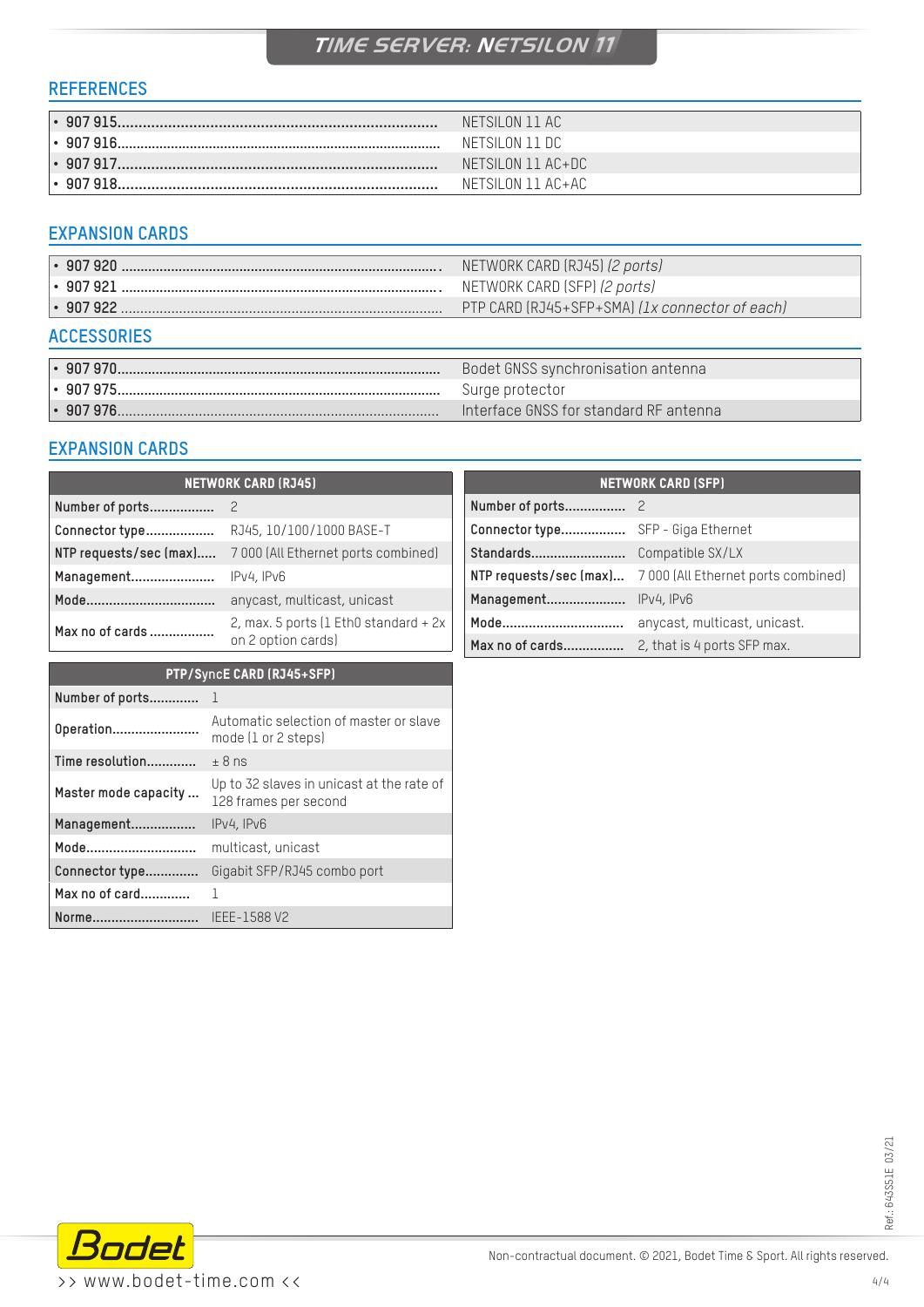# TIME SERVER: NETSILON 11

## REFERENCES

| | |
|---|---|
| • 907 915 | NETSILON 11 AC |
| • 907 916 | NETSILON 11 DC |
| • 907 917 | NETSILON 11 AC+DC |
| • 907 918 | NETSILON 11 AC+AC |

## EXPANSION CARDS

| | |
|---|---|
| • 907 920 | NETWORK CARD (RJ45) *(2 ports)* |
| • 907 921 | NETWORK CARD (SFP) *(2 ports)* |
| • 907 922 | PTP CARD (RJ45+SFP+SMA) *(1x connector of each)* |

## ACCESSORIES

| | |
|---|---|
| • 907 970 | Bodet GNSS synchronisation antenna |
| • 907 975 | Surge protector |
| • 907 976 | Interface GNSS for standard RF antenna |

## EXPANSION CARDS

| NETWORK CARD (RJ45) | |
|---|---|
| Number of ports | 2 |
| Connector type | RJ45, 10/100/1000 BASE-T |
| NTP requests/sec (max) | 7 000 (All Ethernet ports combined) |
| Management | IPv4, IPv6 |
| Mode | anycast, multicast, unicast |
| Max no of cards | 2, max. 5 ports (1 Eth0 standard + 2x on 2 option cards) |

| PTP/SyncE CARD (RJ45+SFP) | |
|---|---|
| Number of ports | 1 |
| Operation | Automatic selection of master or slave mode (1 or 2 steps) |
| Time resolution | ± 8 ns |
| Master mode capacity | Up to 32 slaves in unicast at the rate of 128 frames per second |
| Management | IPv4, IPv6 |
| Mode | multicast, unicast |
| Connector type | Gigabit SFP/RJ45 combo port |
| Max no of card | 1 |
| Norme | IEEE-1588 V2 |

| NETWORK CARD (SFP) | |
|---|---|
| Number of ports | 2 |
| Connector type | SFP - Giga Ethernet |
| Standards | Compatible SX/LX |
| NTP requests/sec (max) | 7 000 (All Ethernet ports combined) |
| Management | IPv4, IPv6 |
| Mode | anycast, multicast, unicast. |
| Max no of cards | 2, that is 4 ports SFP max. |

Ref.: 643551E 03/21

Non-contractual document. © 2021, Bodet Time & Sport. All rights reserved.

>> www.bodet-time.com <<